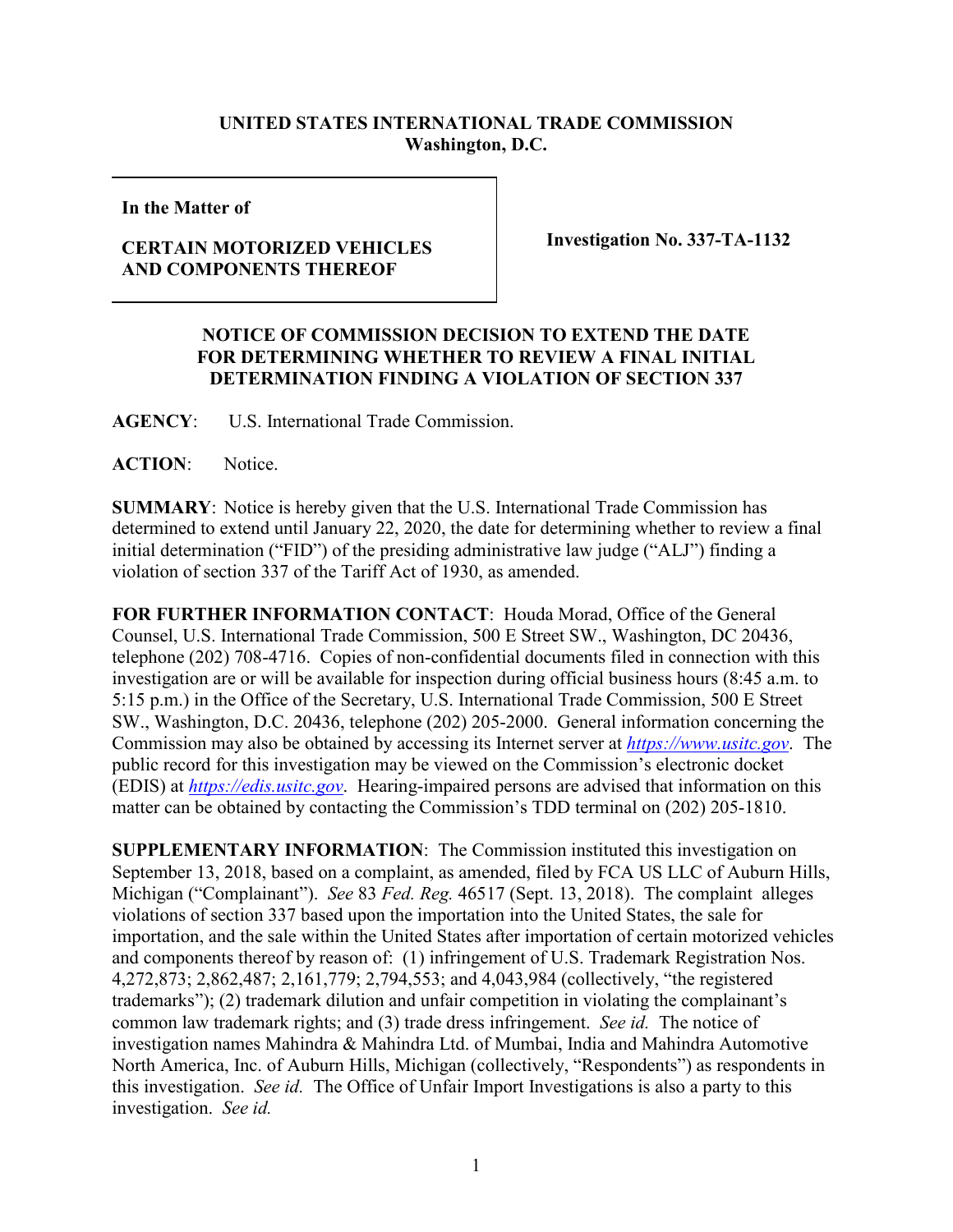**UNITED STATES INTERNATIONAL TRADE COMMISSION**
**Washington, D.C.**

| In the Matter of | |
|---|---|
| **CERTAIN MOTORIZED VEHICLES AND COMPONENTS THEREOF** | **Investigation No. 337-TA-1132** |

## NOTICE OF COMMISSION DECISION TO EXTEND THE DATE FOR DETERMINING WHETHER TO REVIEW A FINAL INITIAL DETERMINATION FINDING A VIOLATION OF SECTION 337

**AGENCY**: U.S. International Trade Commission.

**ACTION**: Notice.

**SUMMARY**: Notice is hereby given that the U.S. International Trade Commission has determined to extend until January 22, 2020, the date for determining whether to review a final initial determination ("FID") of the presiding administrative law judge ("ALJ") finding a violation of section 337 of the Tariff Act of 1930, as amended.

**FOR FURTHER INFORMATION CONTACT**: Houda Morad, Office of the General Counsel, U.S. International Trade Commission, 500 E Street SW., Washington, DC 20436, telephone (202) 708-4716. Copies of non-confidential documents filed in connection with this investigation are or will be available for inspection during official business hours (8:45 a.m. to 5:15 p.m.) in the Office of the Secretary, U.S. International Trade Commission, 500 E Street SW., Washington, D.C. 20436, telephone (202) 205-2000. General information concerning the Commission may also be obtained by accessing its Internet server at *https://www.usitc.gov*. The public record for this investigation may be viewed on the Commission's electronic docket (EDIS) at *https://edis.usitc.gov*. Hearing-impaired persons are advised that information on this matter can be obtained by contacting the Commission's TDD terminal on (202) 205-1810.

**SUPPLEMENTARY INFORMATION**: The Commission instituted this investigation on September 13, 2018, based on a complaint, as amended, filed by FCA US LLC of Auburn Hills, Michigan ("Complainant"). *See* 83 *Fed. Reg.* 46517 (Sept. 13, 2018). The complaint alleges violations of section 337 based upon the importation into the United States, the sale for importation, and the sale within the United States after importation of certain motorized vehicles and components thereof by reason of: (1) infringement of U.S. Trademark Registration Nos. 4,272,873; 2,862,487; 2,161,779; 2,794,553; and 4,043,984 (collectively, "the registered trademarks"); (2) trademark dilution and unfair competition in violating the complainant's common law trademark rights; and (3) trade dress infringement. *See id.* The notice of investigation names Mahindra & Mahindra Ltd. of Mumbai, India and Mahindra Automotive North America, Inc. of Auburn Hills, Michigan (collectively, "Respondents") as respondents in this investigation. *See id.* The Office of Unfair Import Investigations is also a party to this investigation. *See id.*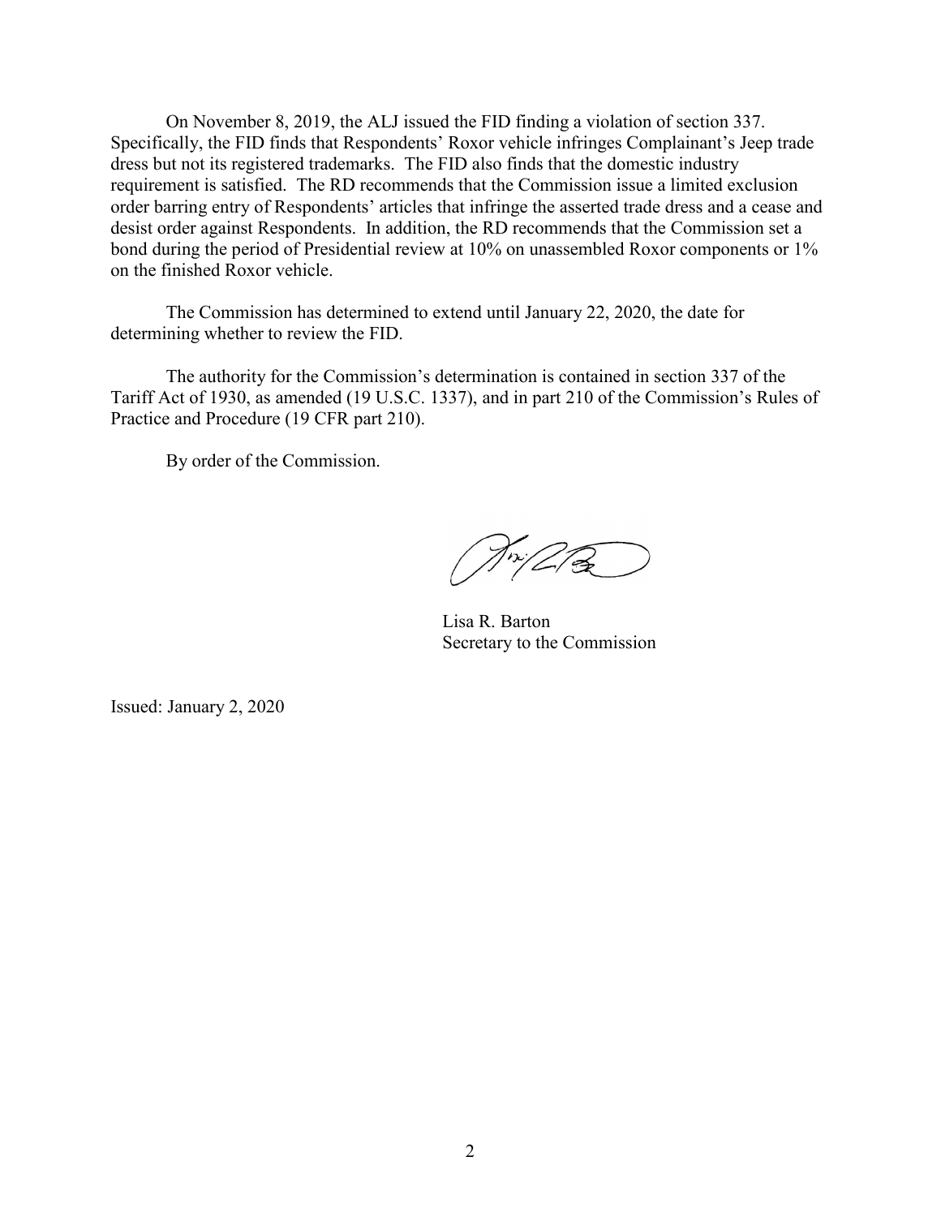On November 8, 2019, the ALJ issued the FID finding a violation of section 337. Specifically, the FID finds that Respondents' Roxor vehicle infringes Complainant's Jeep trade dress but not its registered trademarks. The FID also finds that the domestic industry requirement is satisfied. The RD recommends that the Commission issue a limited exclusion order barring entry of Respondents' articles that infringe the asserted trade dress and a cease and desist order against Respondents. In addition, the RD recommends that the Commission set a bond during the period of Presidential review at 10% on unassembled Roxor components or 1% on the finished Roxor vehicle.

The Commission has determined to extend until January 22, 2020, the date for determining whether to review the FID.

The authority for the Commission's determination is contained in section 337 of the Tariff Act of 1930, as amended (19 U.S.C. 1337), and in part 210 of the Commission's Rules of Practice and Procedure (19 CFR part 210).

By order of the Commission.

Lisa R. Barton
Secretary to the Commission

Issued: January 2, 2020